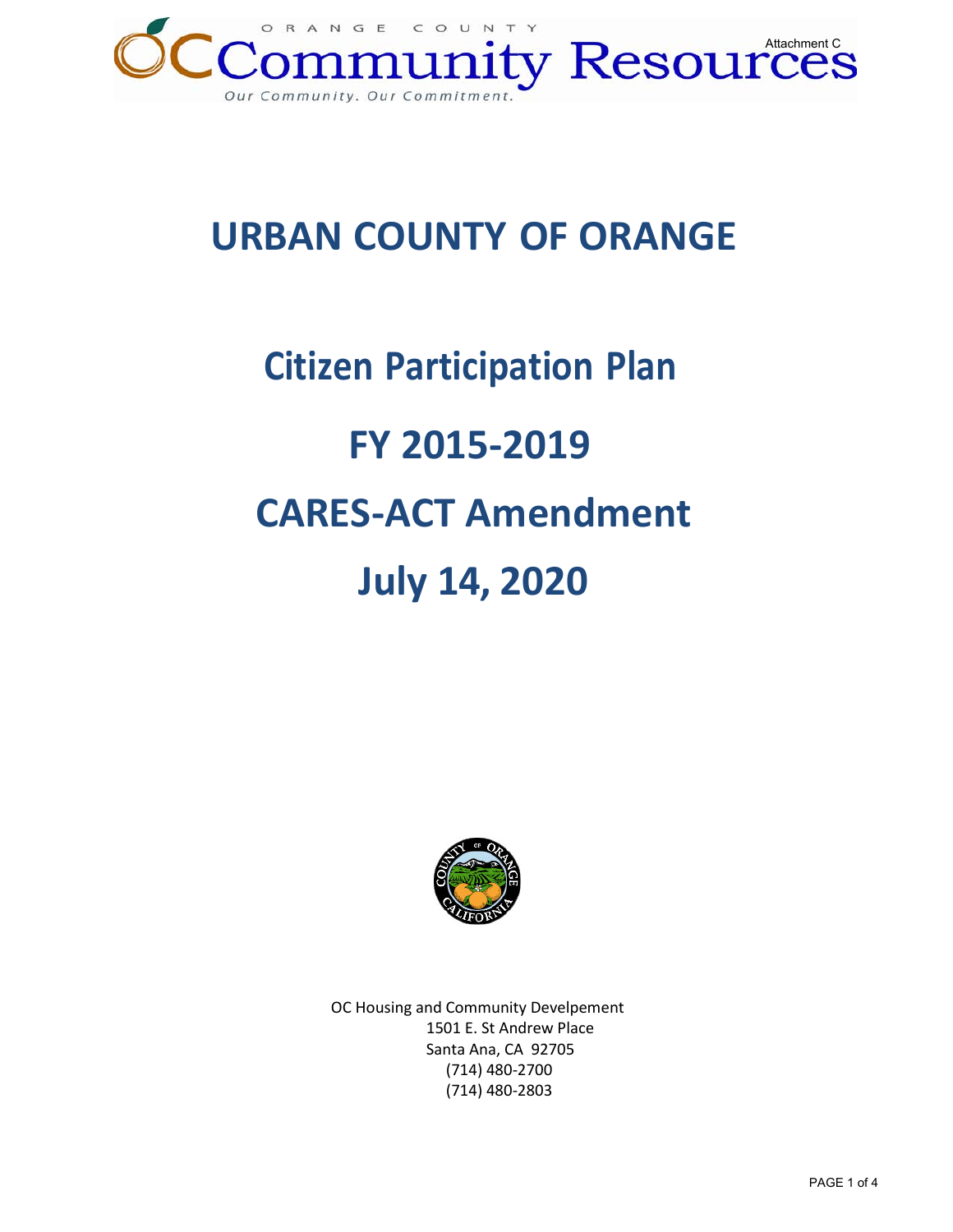ORANGE COUNTY Community Resources

*Our Community. Our Commitment.*

Attachment C

# URBAN COUNTY OF ORANGE

## Citizen Participation Plan

## FY 2015-2019

## CARES-ACT Amendment

## July 14, 2020

OC Housing and Community Develepement
1501 E. St Andrew Place
Santa Ana, CA 92705
(714) 480-2700
(714) 480-2803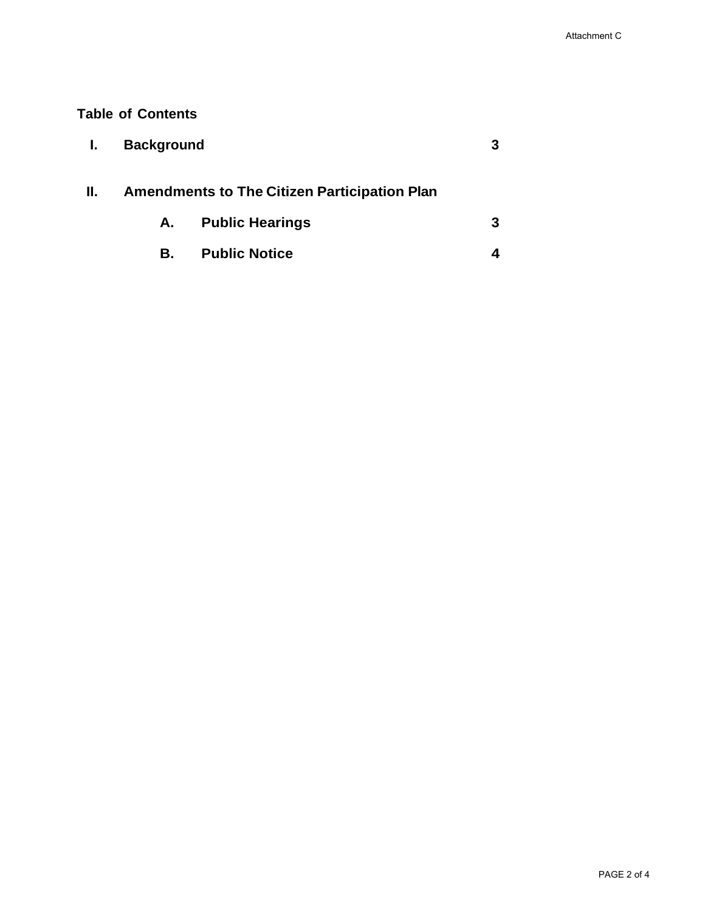**Table of Contents**

| | | | |
|---|---|---|---|
| **I.** | **Background** | | **3** |
| **II.** | **Amendments to The Citizen Participation Plan** | | |
| | **A.** | **Public Hearings** | **3** |
| | **B.** | **Public Notice** | **4** |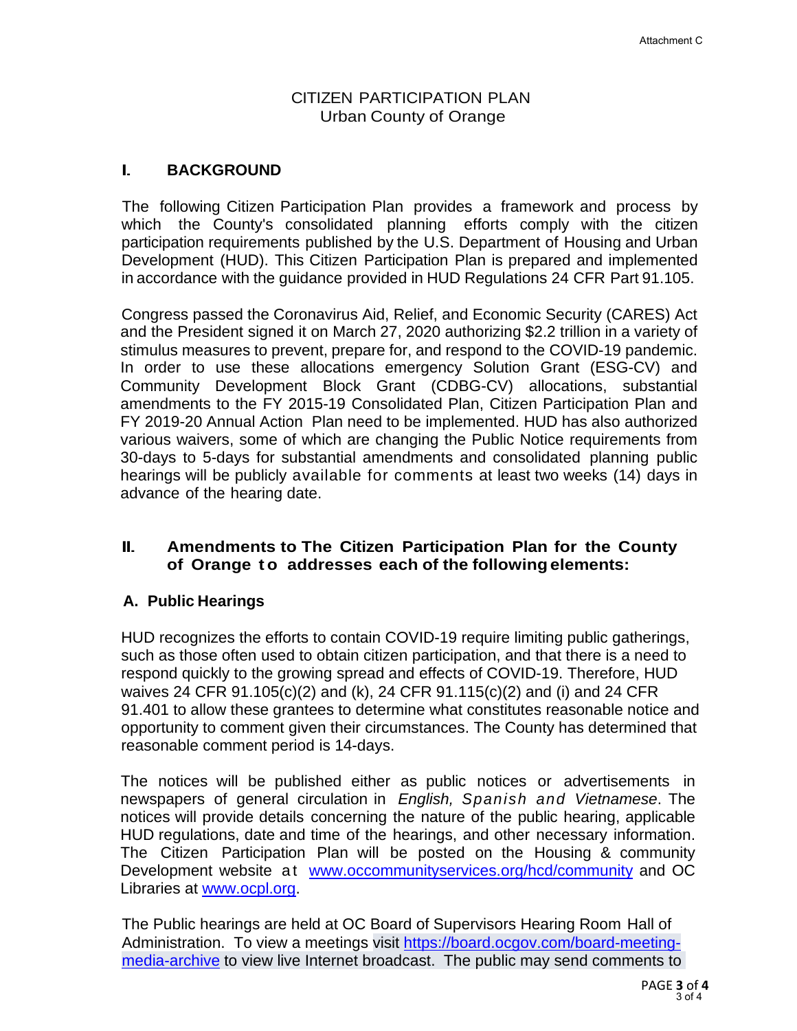Attachment C

# CITIZEN PARTICIPATION PLAN
## Urban County of Orange

## I. BACKGROUND

The following Citizen Participation Plan provides a framework and process by which the County's consolidated planning efforts comply with the citizen participation requirements published by the U.S. Department of Housing and Urban Development (HUD). This Citizen Participation Plan is prepared and implemented in accordance with the guidance provided in HUD Regulations 24 CFR Part 91.105.

Congress passed the Coronavirus Aid, Relief, and Economic Security (CARES) Act and the President signed it on March 27, 2020 authorizing $2.2 trillion in a variety of stimulus measures to prevent, prepare for, and respond to the COVID-19 pandemic. In order to use these allocations emergency Solution Grant (ESG-CV) and Community Development Block Grant (CDBG-CV) allocations, substantial amendments to the FY 2015-19 Consolidated Plan, Citizen Participation Plan and FY 2019-20 Annual Action Plan need to be implemented. HUD has also authorized various waivers, some of which are changing the Public Notice requirements from 30-days to 5-days for substantial amendments and consolidated planning public hearings will be publicly available for comments at least two weeks (14) days in advance of the hearing date.

## II. Amendments to The Citizen Participation Plan for the County of Orange to addresses each of the following elements:

### A. Public Hearings

HUD recognizes the efforts to contain COVID-19 require limiting public gatherings, such as those often used to obtain citizen participation, and that there is a need to respond quickly to the growing spread and effects of COVID-19. Therefore, HUD waives 24 CFR 91.105(c)(2) and (k), 24 CFR 91.115(c)(2) and (i) and 24 CFR 91.401 to allow these grantees to determine what constitutes reasonable notice and opportunity to comment given their circumstances. The County has determined that reasonable comment period is 14-days.

The notices will be published either as public notices or advertisements in newspapers of general circulation in *English, Spanish and Vietnamese*. The notices will provide details concerning the nature of the public hearing, applicable HUD regulations, date and time of the hearings, and other necessary information. The Citizen Participation Plan will be posted on the Housing & community Development website at [www.occommunityservices.org/hcd/community](www.occommunityservices.org/hcd/community) and OC Libraries at [www.ocpl.org](www.ocpl.org).

The Public hearings are held at OC Board of Supervisors Hearing Room Hall of Administration. To view a meetings visit [https://board.ocgov.com/board-meeting-media-archive](https://board.ocgov.com/board-meeting-media-archive) to view live Internet broadcast. The public may send comments to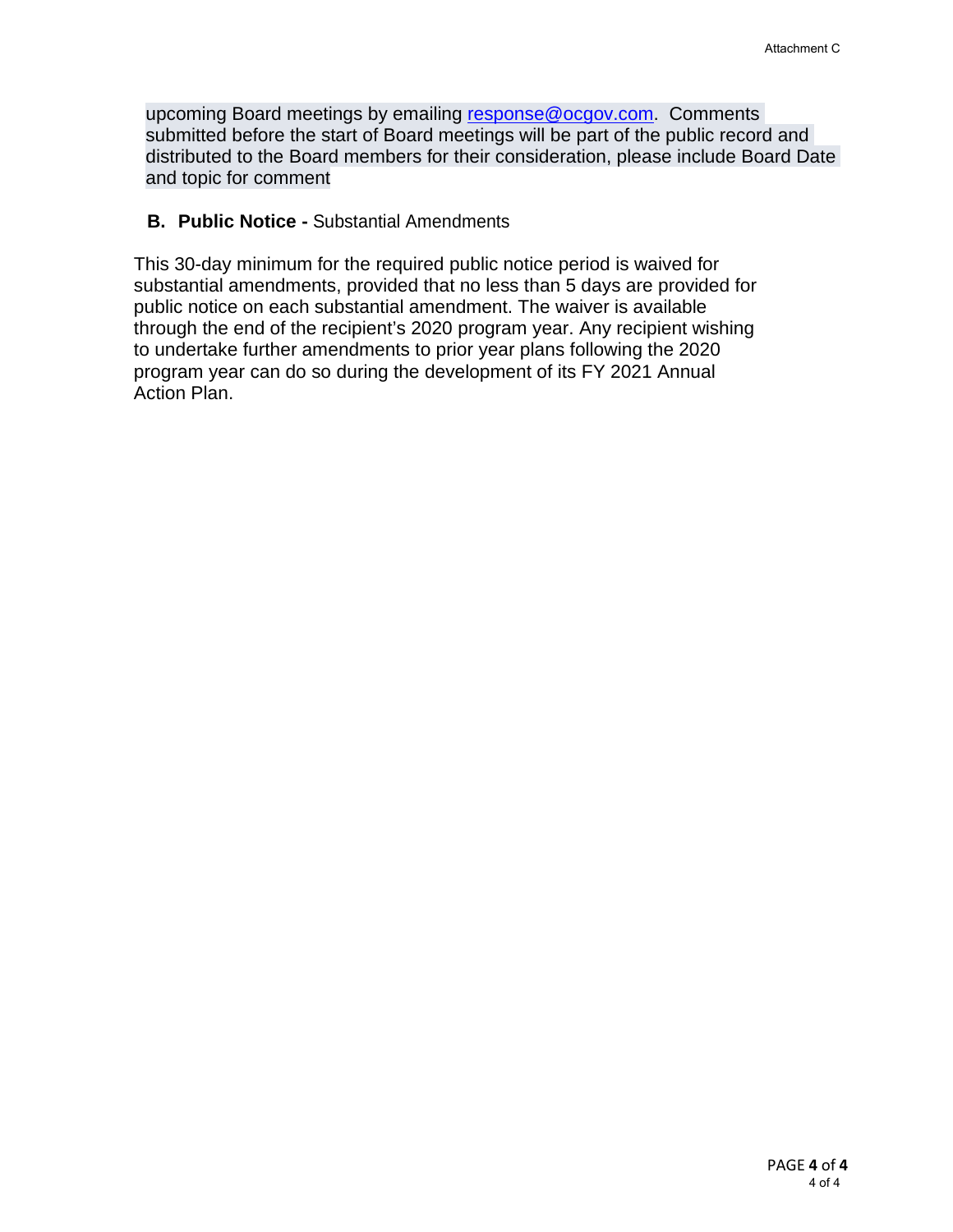upcoming Board meetings by emailing response@ocgov.com. Comments submitted before the start of Board meetings will be part of the public record and distributed to the Board members for their consideration, please include Board Date and topic for comment

**B. Public Notice -** Substantial Amendments

This 30-day minimum for the required public notice period is waived for substantial amendments, provided that no less than 5 days are provided for public notice on each substantial amendment. The waiver is available through the end of the recipient's 2020 program year. Any recipient wishing to undertake further amendments to prior year plans following the 2020 program year can do so during the development of its FY 2021 Annual Action Plan.